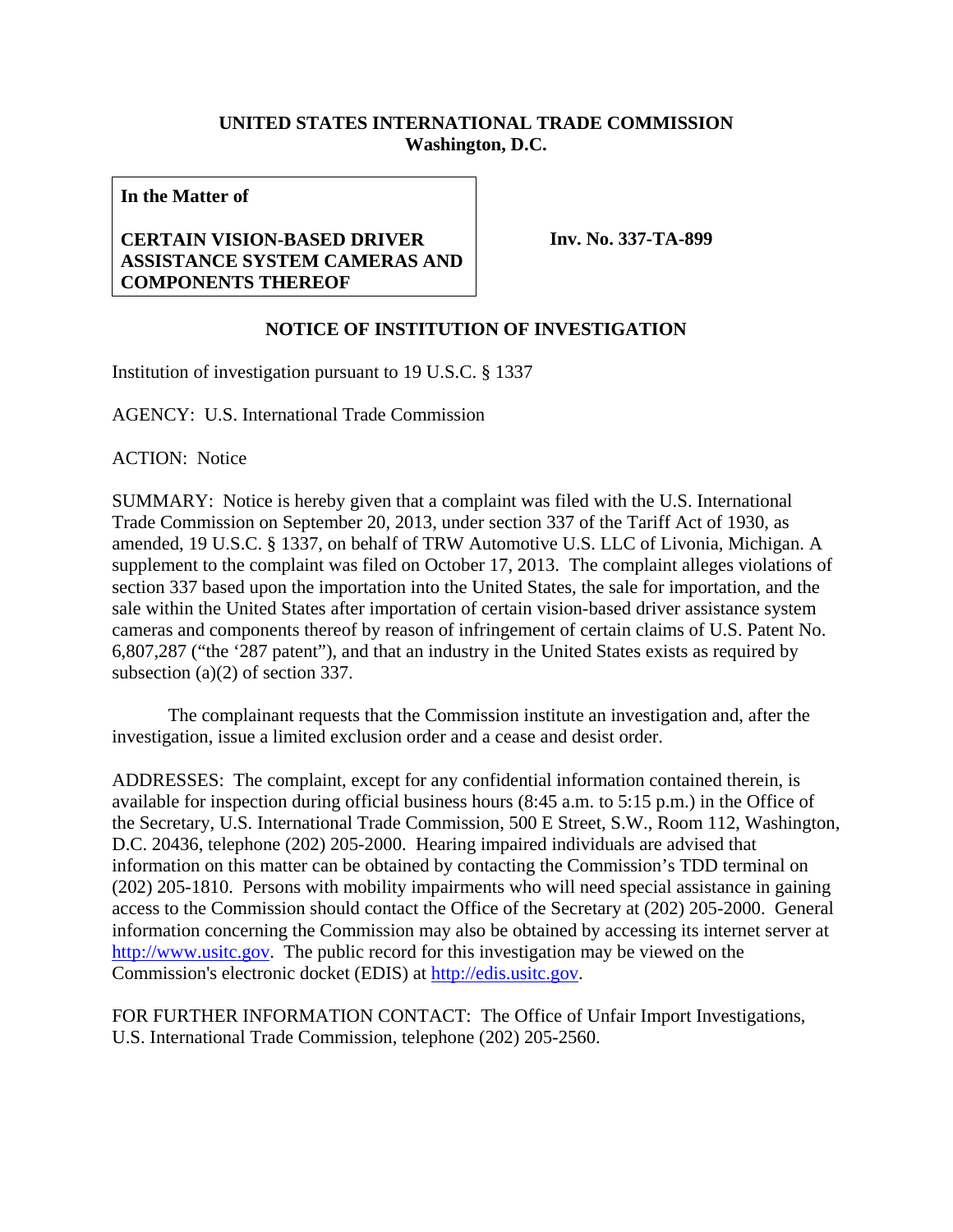**UNITED STATES INTERNATIONAL TRADE COMMISSION**
**Washington, D.C.**

| **In the Matter of**<br><br>**CERTAIN VISION-BASED DRIVER ASSISTANCE SYSTEM CAMERAS AND COMPONENTS THEREOF** | **Inv. No. 337-TA-899** |
|---|---|

**NOTICE OF INSTITUTION OF INVESTIGATION**

Institution of investigation pursuant to 19 U.S.C. § 1337

AGENCY: U.S. International Trade Commission

ACTION: Notice

SUMMARY: Notice is hereby given that a complaint was filed with the U.S. International Trade Commission on September 20, 2013, under section 337 of the Tariff Act of 1930, as amended, 19 U.S.C. § 1337, on behalf of TRW Automotive U.S. LLC of Livonia, Michigan. A supplement to the complaint was filed on October 17, 2013. The complaint alleges violations of section 337 based upon the importation into the United States, the sale for importation, and the sale within the United States after importation of certain vision-based driver assistance system cameras and components thereof by reason of infringement of certain claims of U.S. Patent No. 6,807,287 ("the '287 patent"), and that an industry in the United States exists as required by subsection (a)(2) of section 337.

The complainant requests that the Commission institute an investigation and, after the investigation, issue a limited exclusion order and a cease and desist order.

ADDRESSES: The complaint, except for any confidential information contained therein, is available for inspection during official business hours (8:45 a.m. to 5:15 p.m.) in the Office of the Secretary, U.S. International Trade Commission, 500 E Street, S.W., Room 112, Washington, D.C. 20436, telephone (202) 205-2000. Hearing impaired individuals are advised that information on this matter can be obtained by contacting the Commission's TDD terminal on (202) 205-1810. Persons with mobility impairments who will need special assistance in gaining access to the Commission should contact the Office of the Secretary at (202) 205-2000. General information concerning the Commission may also be obtained by accessing its internet server at http://www.usitc.gov. The public record for this investigation may be viewed on the Commission's electronic docket (EDIS) at http://edis.usitc.gov.

FOR FURTHER INFORMATION CONTACT: The Office of Unfair Import Investigations, U.S. International Trade Commission, telephone (202) 205-2560.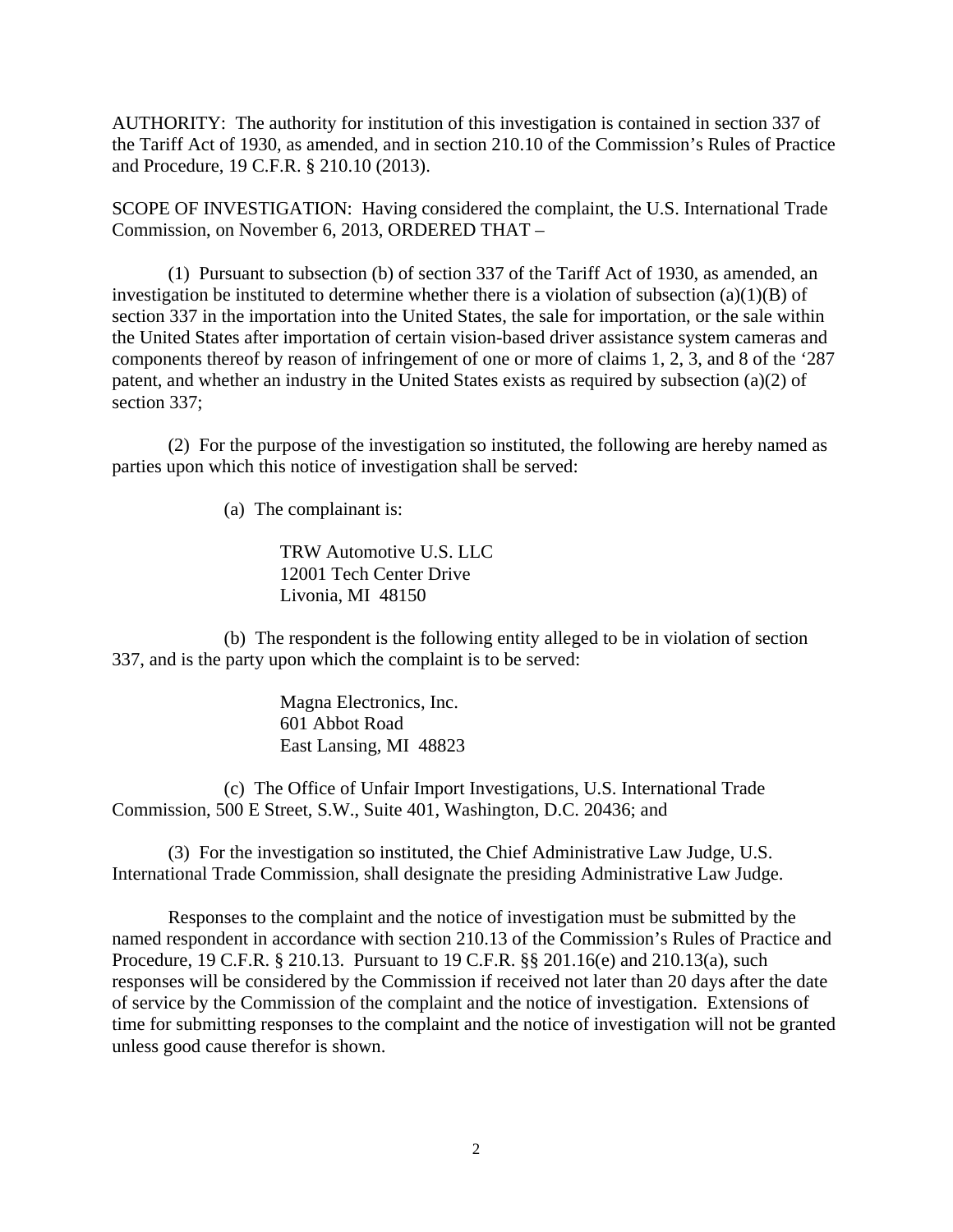AUTHORITY: The authority for institution of this investigation is contained in section 337 of the Tariff Act of 1930, as amended, and in section 210.10 of the Commission's Rules of Practice and Procedure, 19 C.F.R. § 210.10 (2013).

SCOPE OF INVESTIGATION: Having considered the complaint, the U.S. International Trade Commission, on November 6, 2013, ORDERED THAT –

(1) Pursuant to subsection (b) of section 337 of the Tariff Act of 1930, as amended, an investigation be instituted to determine whether there is a violation of subsection (a)(1)(B) of section 337 in the importation into the United States, the sale for importation, or the sale within the United States after importation of certain vision-based driver assistance system cameras and components thereof by reason of infringement of one or more of claims 1, 2, 3, and 8 of the '287 patent, and whether an industry in the United States exists as required by subsection (a)(2) of section 337;

(2) For the purpose of the investigation so instituted, the following are hereby named as parties upon which this notice of investigation shall be served:

(a) The complainant is:

TRW Automotive U.S. LLC
12001 Tech Center Drive
Livonia, MI 48150

(b) The respondent is the following entity alleged to be in violation of section 337, and is the party upon which the complaint is to be served:

Magna Electronics, Inc.
601 Abbot Road
East Lansing, MI 48823

(c) The Office of Unfair Import Investigations, U.S. International Trade Commission, 500 E Street, S.W., Suite 401, Washington, D.C. 20436; and

(3) For the investigation so instituted, the Chief Administrative Law Judge, U.S. International Trade Commission, shall designate the presiding Administrative Law Judge.

Responses to the complaint and the notice of investigation must be submitted by the named respondent in accordance with section 210.13 of the Commission's Rules of Practice and Procedure, 19 C.F.R. § 210.13. Pursuant to 19 C.F.R. §§ 201.16(e) and 210.13(a), such responses will be considered by the Commission if received not later than 20 days after the date of service by the Commission of the complaint and the notice of investigation. Extensions of time for submitting responses to the complaint and the notice of investigation will not be granted unless good cause therefor is shown.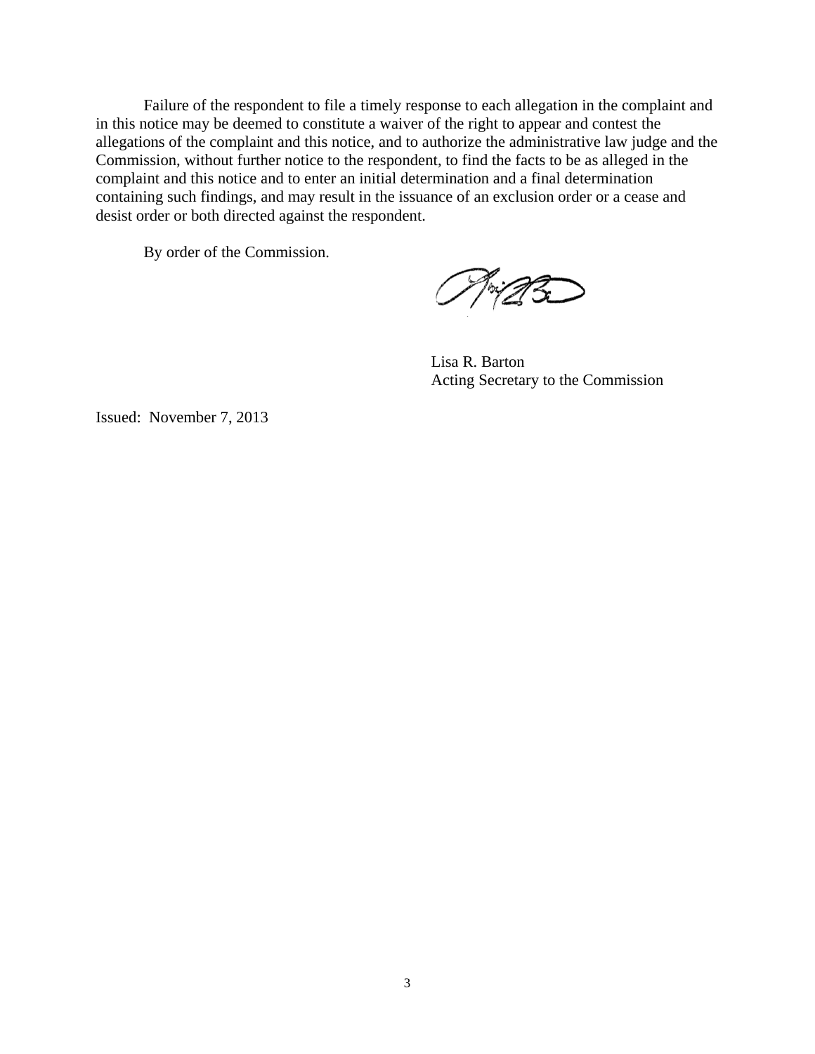Failure of the respondent to file a timely response to each allegation in the complaint and in this notice may be deemed to constitute a waiver of the right to appear and contest the allegations of the complaint and this notice, and to authorize the administrative law judge and the Commission, without further notice to the respondent, to find the facts to be as alleged in the complaint and this notice and to enter an initial determination and a final determination containing such findings, and may result in the issuance of an exclusion order or a cease and desist order or both directed against the respondent.

By order of the Commission.

Lisa R. Barton
Acting Secretary to the Commission

Issued: November 7, 2013